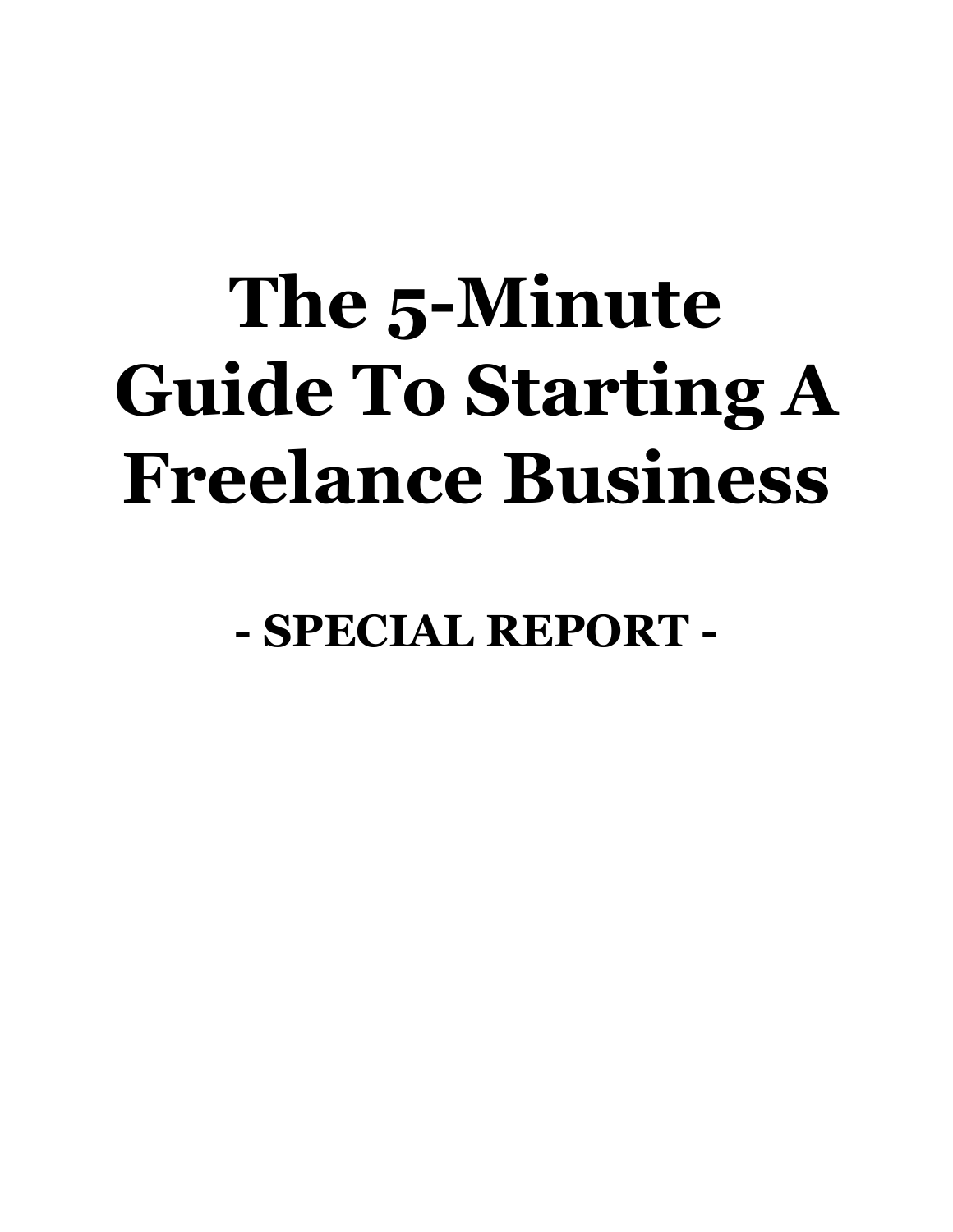# The 5-Minute Guide To Starting A Freelance Business

**- SPECIAL REPORT -**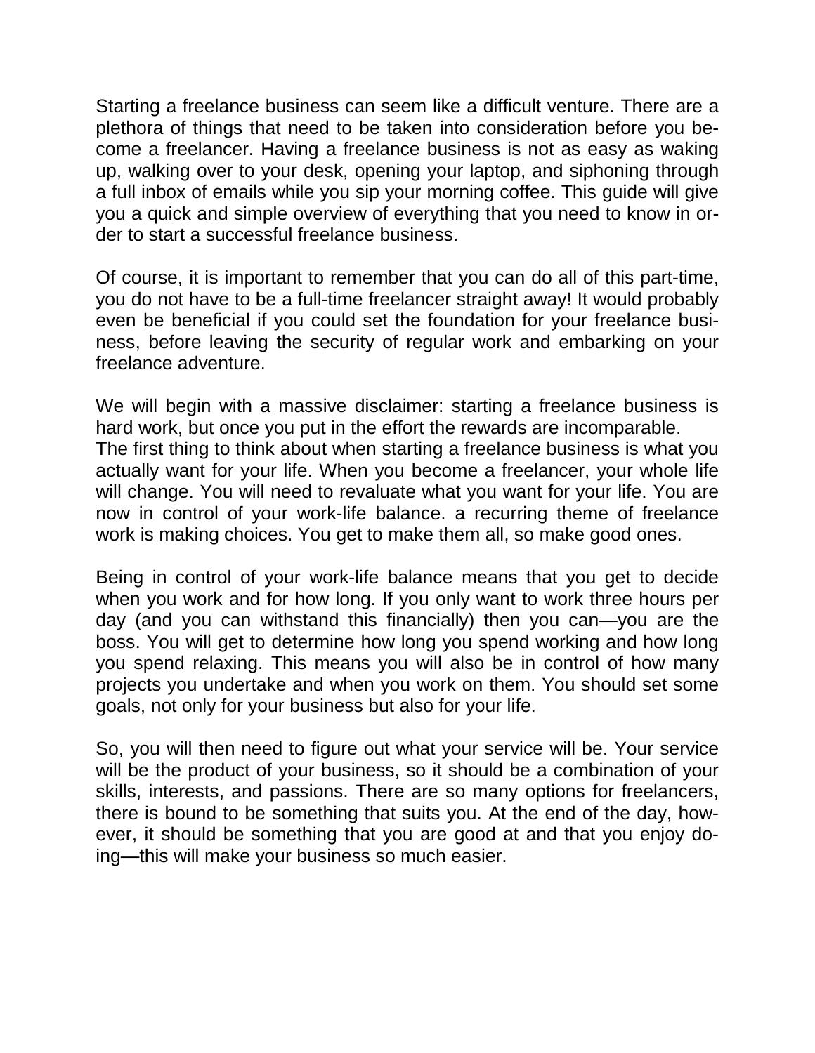Starting a freelance business can seem like a difficult venture. There are a plethora of things that need to be taken into consideration before you become a freelancer. Having a freelance business is not as easy as waking up, walking over to your desk, opening your laptop, and siphoning through a full inbox of emails while you sip your morning coffee. This guide will give you a quick and simple overview of everything that you need to know in order to start a successful freelance business.

Of course, it is important to remember that you can do all of this part-time, you do not have to be a full-time freelancer straight away! It would probably even be beneficial if you could set the foundation for your freelance business, before leaving the security of regular work and embarking on your freelance adventure.

We will begin with a massive disclaimer: starting a freelance business is hard work, but once you put in the effort the rewards are incomparable.
The first thing to think about when starting a freelance business is what you actually want for your life. When you become a freelancer, your whole life will change. You will need to revaluate what you want for your life. You are now in control of your work-life balance. a recurring theme of freelance work is making choices. You get to make them all, so make good ones.

Being in control of your work-life balance means that you get to decide when you work and for how long. If you only want to work three hours per day (and you can withstand this financially) then you can—you are the boss. You will get to determine how long you spend working and how long you spend relaxing. This means you will also be in control of how many projects you undertake and when you work on them. You should set some goals, not only for your business but also for your life.

So, you will then need to figure out what your service will be. Your service will be the product of your business, so it should be a combination of your skills, interests, and passions. There are so many options for freelancers, there is bound to be something that suits you. At the end of the day, however, it should be something that you are good at and that you enjoy doing—this will make your business so much easier.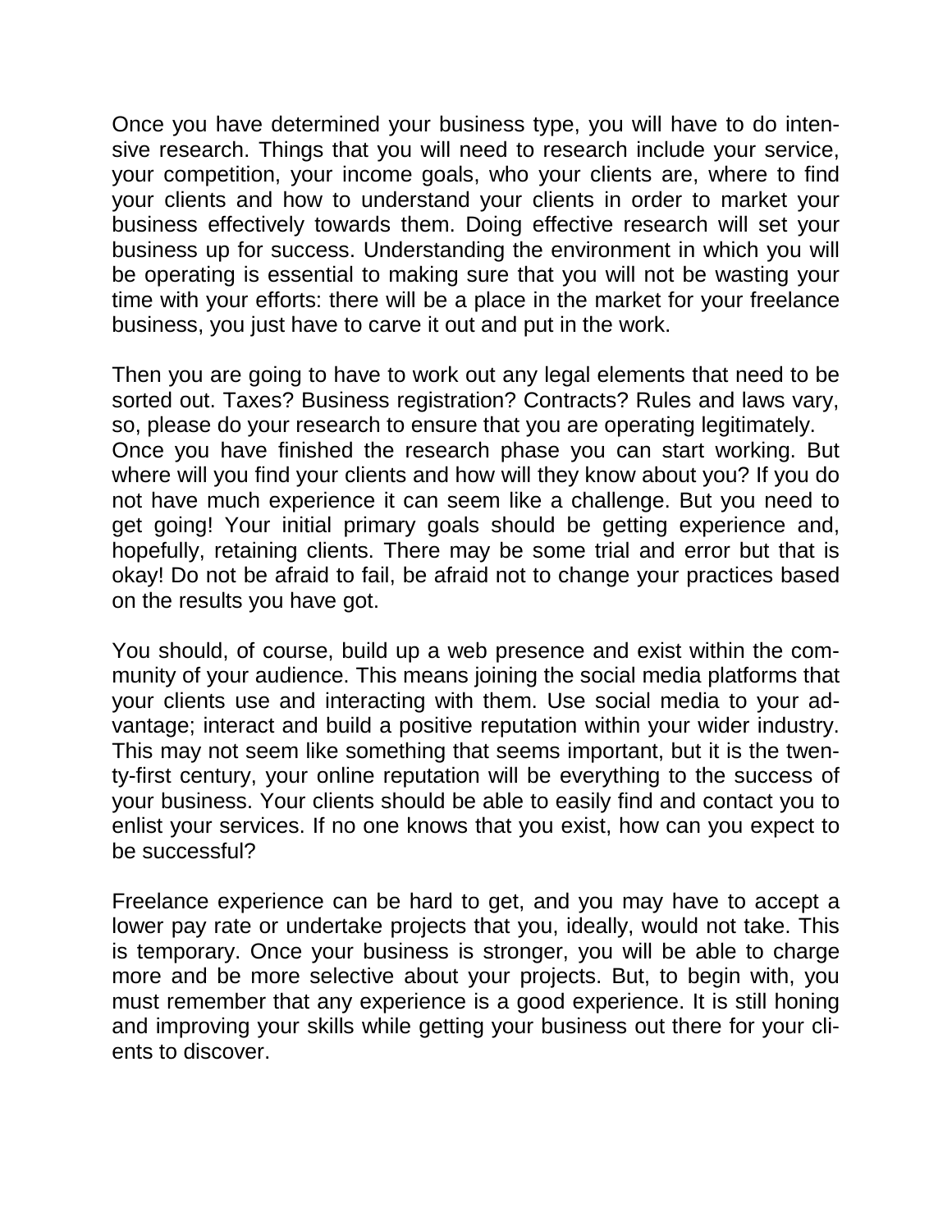Once you have determined your business type, you will have to do intensive research. Things that you will need to research include your service, your competition, your income goals, who your clients are, where to find your clients and how to understand your clients in order to market your business effectively towards them. Doing effective research will set your business up for success. Understanding the environment in which you will be operating is essential to making sure that you will not be wasting your time with your efforts: there will be a place in the market for your freelance business, you just have to carve it out and put in the work.

Then you are going to have to work out any legal elements that need to be sorted out. Taxes? Business registration? Contracts? Rules and laws vary, so, please do your research to ensure that you are operating legitimately.
Once you have finished the research phase you can start working. But where will you find your clients and how will they know about you? If you do not have much experience it can seem like a challenge. But you need to get going! Your initial primary goals should be getting experience and, hopefully, retaining clients. There may be some trial and error but that is okay! Do not be afraid to fail, be afraid not to change your practices based on the results you have got.

You should, of course, build up a web presence and exist within the community of your audience. This means joining the social media platforms that your clients use and interacting with them. Use social media to your advantage; interact and build a positive reputation within your wider industry. This may not seem like something that seems important, but it is the twenty-first century, your online reputation will be everything to the success of your business. Your clients should be able to easily find and contact you to enlist your services. If no one knows that you exist, how can you expect to be successful?

Freelance experience can be hard to get, and you may have to accept a lower pay rate or undertake projects that you, ideally, would not take. This is temporary. Once your business is stronger, you will be able to charge more and be more selective about your projects. But, to begin with, you must remember that any experience is a good experience. It is still honing and improving your skills while getting your business out there for your clients to discover.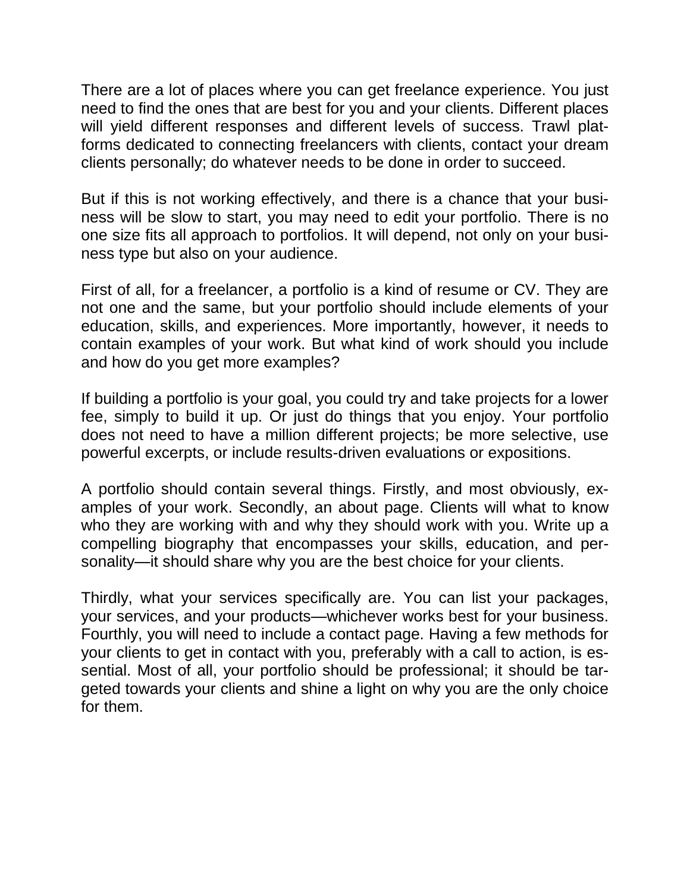There are a lot of places where you can get freelance experience. You just need to find the ones that are best for you and your clients. Different places will yield different responses and different levels of success. Trawl platforms dedicated to connecting freelancers with clients, contact your dream clients personally; do whatever needs to be done in order to succeed.

But if this is not working effectively, and there is a chance that your business will be slow to start, you may need to edit your portfolio. There is no one size fits all approach to portfolios. It will depend, not only on your business type but also on your audience.

First of all, for a freelancer, a portfolio is a kind of resume or CV. They are not one and the same, but your portfolio should include elements of your education, skills, and experiences. More importantly, however, it needs to contain examples of your work. But what kind of work should you include and how do you get more examples?

If building a portfolio is your goal, you could try and take projects for a lower fee, simply to build it up. Or just do things that you enjoy. Your portfolio does not need to have a million different projects; be more selective, use powerful excerpts, or include results-driven evaluations or expositions.

A portfolio should contain several things. Firstly, and most obviously, examples of your work. Secondly, an about page. Clients will what to know who they are working with and why they should work with you. Write up a compelling biography that encompasses your skills, education, and personality—it should share why you are the best choice for your clients.

Thirdly, what your services specifically are. You can list your packages, your services, and your products—whichever works best for your business. Fourthly, you will need to include a contact page. Having a few methods for your clients to get in contact with you, preferably with a call to action, is essential. Most of all, your portfolio should be professional; it should be targeted towards your clients and shine a light on why you are the only choice for them.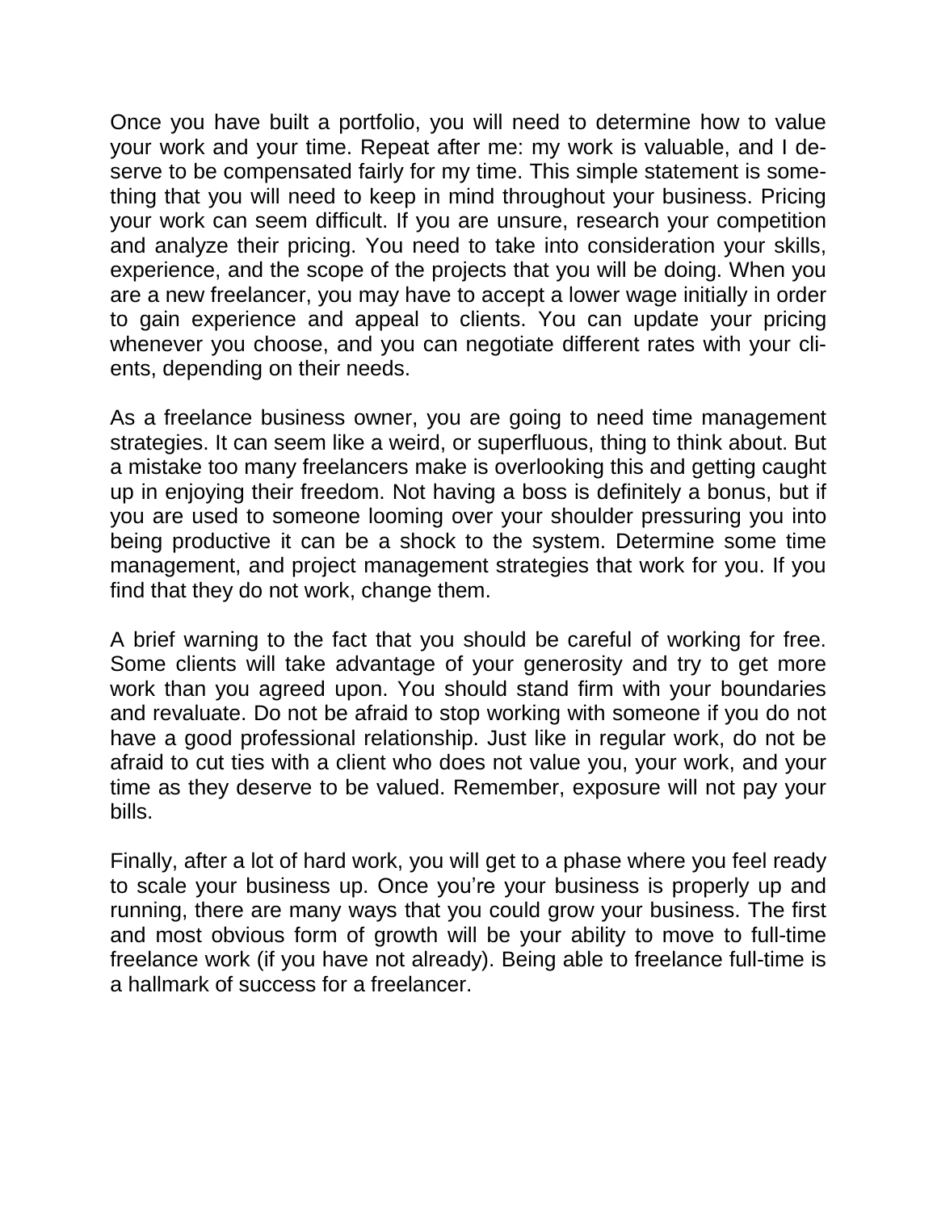Once you have built a portfolio, you will need to determine how to value your work and your time. Repeat after me: my work is valuable, and I deserve to be compensated fairly for my time. This simple statement is something that you will need to keep in mind throughout your business. Pricing your work can seem difficult. If you are unsure, research your competition and analyze their pricing. You need to take into consideration your skills, experience, and the scope of the projects that you will be doing. When you are a new freelancer, you may have to accept a lower wage initially in order to gain experience and appeal to clients. You can update your pricing whenever you choose, and you can negotiate different rates with your clients, depending on their needs.

As a freelance business owner, you are going to need time management strategies. It can seem like a weird, or superfluous, thing to think about. But a mistake too many freelancers make is overlooking this and getting caught up in enjoying their freedom. Not having a boss is definitely a bonus, but if you are used to someone looming over your shoulder pressuring you into being productive it can be a shock to the system. Determine some time management, and project management strategies that work for you. If you find that they do not work, change them.

A brief warning to the fact that you should be careful of working for free. Some clients will take advantage of your generosity and try to get more work than you agreed upon. You should stand firm with your boundaries and revaluate. Do not be afraid to stop working with someone if you do not have a good professional relationship. Just like in regular work, do not be afraid to cut ties with a client who does not value you, your work, and your time as they deserve to be valued. Remember, exposure will not pay your bills.

Finally, after a lot of hard work, you will get to a phase where you feel ready to scale your business up. Once you're your business is properly up and running, there are many ways that you could grow your business. The first and most obvious form of growth will be your ability to move to full-time freelance work (if you have not already). Being able to freelance full-time is a hallmark of success for a freelancer.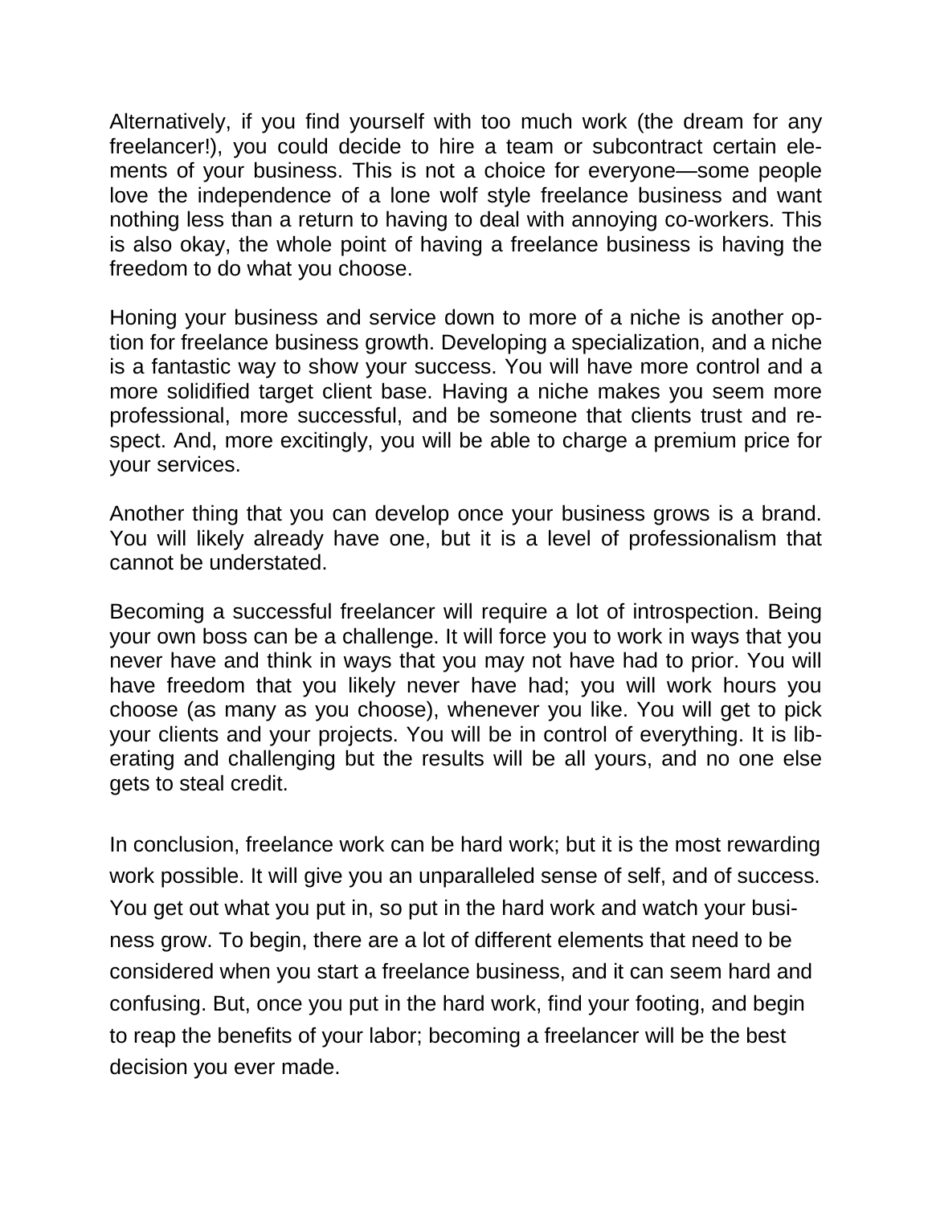Alternatively, if you find yourself with too much work (the dream for any freelancer!), you could decide to hire a team or subcontract certain elements of your business. This is not a choice for everyone—some people love the independence of a lone wolf style freelance business and want nothing less than a return to having to deal with annoying co-workers. This is also okay, the whole point of having a freelance business is having the freedom to do what you choose.

Honing your business and service down to more of a niche is another option for freelance business growth. Developing a specialization, and a niche is a fantastic way to show your success. You will have more control and a more solidified target client base. Having a niche makes you seem more professional, more successful, and be someone that clients trust and respect. And, more excitingly, you will be able to charge a premium price for your services.

Another thing that you can develop once your business grows is a brand. You will likely already have one, but it is a level of professionalism that cannot be understated.

Becoming a successful freelancer will require a lot of introspection. Being your own boss can be a challenge. It will force you to work in ways that you never have and think in ways that you may not have had to prior. You will have freedom that you likely never have had; you will work hours you choose (as many as you choose), whenever you like. You will get to pick your clients and your projects. You will be in control of everything. It is liberating and challenging but the results will be all yours, and no one else gets to steal credit.

In conclusion, freelance work can be hard work; but it is the most rewarding work possible. It will give you an unparalleled sense of self, and of success. You get out what you put in, so put in the hard work and watch your business grow. To begin, there are a lot of different elements that need to be considered when you start a freelance business, and it can seem hard and confusing. But, once you put in the hard work, find your footing, and begin to reap the benefits of your labor; becoming a freelancer will be the best decision you ever made.